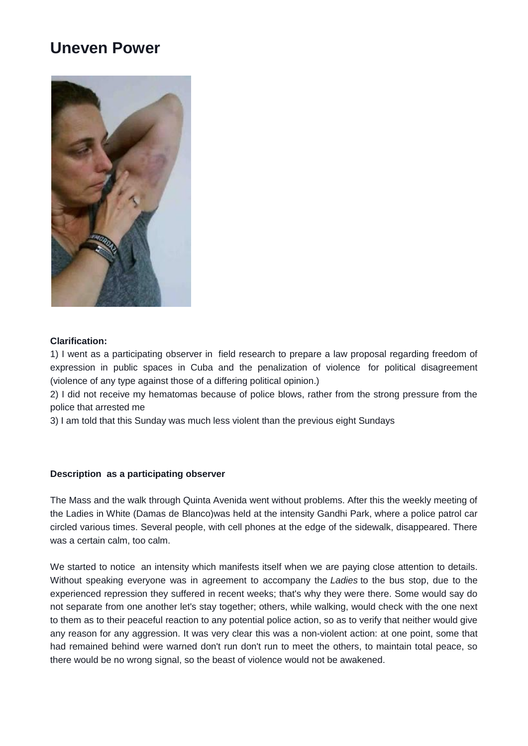# Uneven Power

**Clarification:**

1) I went as a participating observer in field research to prepare a law proposal regarding freedom of expression in public spaces in Cuba and the penalization of violence for political disagreement (violence of any type against those of a differing political opinion.)

2) I did not receive my hematomas because of police blows, rather from the strong pressure from the police that arrested me

3) I am told that this Sunday was much less violent than the previous eight Sundays

**Description as a participating observer**

The Mass and the walk through Quinta Avenida went without problems. After this the weekly meeting of the Ladies in White (Damas de Blanco)was held at the intensity Gandhi Park, where a police patrol car circled various times. Several people, with cell phones at the edge of the sidewalk, disappeared. There was a certain calm, too calm.

We started to notice an intensity which manifests itself when we are paying close attention to details. Without speaking everyone was in agreement to accompany the *Ladies* to the bus stop, due to the experienced repression they suffered in recent weeks; that's why they were there. Some would say do not separate from one another let's stay together; others, while walking, would check with the one next to them as to their peaceful reaction to any potential police action, so as to verify that neither would give any reason for any aggression. It was very clear this was a non-violent action: at one point, some that had remained behind were warned don't run don't run to meet the others, to maintain total peace, so there would be no wrong signal, so the beast of violence would not be awakened.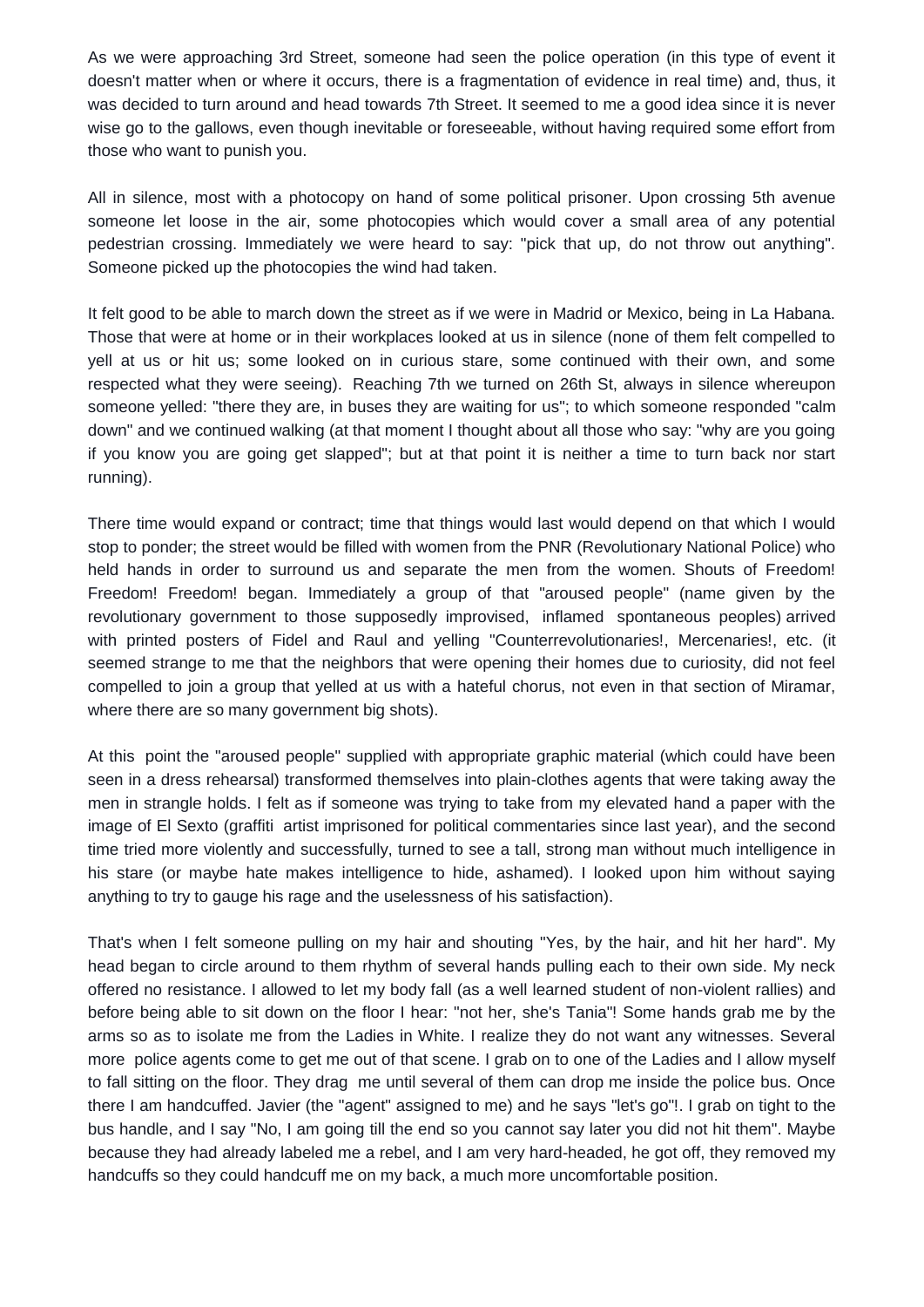As we were approaching 3rd Street, someone had seen the police operation (in this type of event it doesn't matter when or where it occurs, there is a fragmentation of evidence in real time) and, thus, it was decided to turn around and head towards 7th Street. It seemed to me a good idea since it is never wise go to the gallows, even though inevitable or foreseeable, without having required some effort from those who want to punish you.

All in silence, most with a photocopy on hand of some political prisoner. Upon crossing 5th avenue someone let loose in the air, some photocopies which would cover a small area of any potential pedestrian crossing. Immediately we were heard to say: "pick that up, do not throw out anything". Someone picked up the photocopies the wind had taken.

It felt good to be able to march down the street as if we were in Madrid or Mexico, being in La Habana. Those that were at home or in their workplaces looked at us in silence (none of them felt compelled to yell at us or hit us; some looked on in curious stare, some continued with their own, and some respected what they were seeing). Reaching 7th we turned on 26th St, always in silence whereupon someone yelled: "there they are, in buses they are waiting for us"; to which someone responded "calm down" and we continued walking (at that moment I thought about all those who say: "why are you going if you know you are going get slapped"; but at that point it is neither a time to turn back nor start running).

There time would expand or contract; time that things would last would depend on that which I would stop to ponder; the street would be filled with women from the PNR (Revolutionary National Police) who held hands in order to surround us and separate the men from the women. Shouts of Freedom! Freedom! Freedom! began. Immediately a group of that "aroused people" (name given by the revolutionary government to those supposedly improvised, inflamed spontaneous peoples) arrived with printed posters of Fidel and Raul and yelling "Counterrevolutionaries!, Mercenaries!, etc. (it seemed strange to me that the neighbors that were opening their homes due to curiosity, did not feel compelled to join a group that yelled at us with a hateful chorus, not even in that section of Miramar, where there are so many government big shots).

At this point the "aroused people" supplied with appropriate graphic material (which could have been seen in a dress rehearsal) transformed themselves into plain-clothes agents that were taking away the men in strangle holds. I felt as if someone was trying to take from my elevated hand a paper with the image of El Sexto (graffiti artist imprisoned for political commentaries since last year), and the second time tried more violently and successfully, turned to see a tall, strong man without much intelligence in his stare (or maybe hate makes intelligence to hide, ashamed). I looked upon him without saying anything to try to gauge his rage and the uselessness of his satisfaction).

That's when I felt someone pulling on my hair and shouting "Yes, by the hair, and hit her hard". My head began to circle around to them rhythm of several hands pulling each to their own side. My neck offered no resistance. I allowed to let my body fall (as a well learned student of non-violent rallies) and before being able to sit down on the floor I hear: "not her, she's Tania"! Some hands grab me by the arms so as to isolate me from the Ladies in White. I realize they do not want any witnesses. Several more police agents come to get me out of that scene. I grab on to one of the Ladies and I allow myself to fall sitting on the floor. They drag me until several of them can drop me inside the police bus. Once there I am handcuffed. Javier (the "agent" assigned to me) and he says "let's go"!. I grab on tight to the bus handle, and I say "No, I am going till the end so you cannot say later you did not hit them". Maybe because they had already labeled me a rebel, and I am very hard-headed, he got off, they removed my handcuffs so they could handcuff me on my back, a much more uncomfortable position.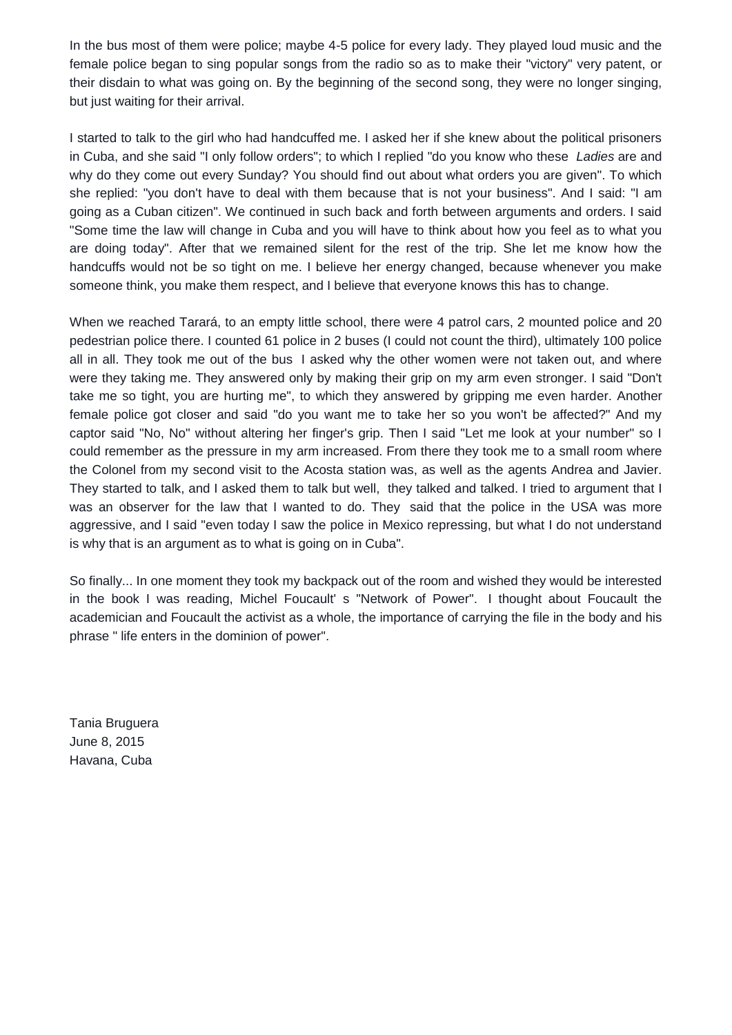In the bus most of them were police; maybe 4-5 police for every lady. They played loud music and the female police began to sing popular songs from the radio so as to make their "victory" very patent, or their disdain to what was going on. By the beginning of the second song, they were no longer singing, but just waiting for their arrival.

I started to talk to the girl who had handcuffed me. I asked her if she knew about the political prisoners in Cuba, and she said "I only follow orders"; to which I replied "do you know who these *Ladies* are and why do they come out every Sunday? You should find out about what orders you are given". To which she replied: "you don't have to deal with them because that is not your business". And I said: "I am going as a Cuban citizen". We continued in such back and forth between arguments and orders. I said "Some time the law will change in Cuba and you will have to think about how you feel as to what you are doing today". After that we remained silent for the rest of the trip. She let me know how the handcuffs would not be so tight on me. I believe her energy changed, because whenever you make someone think, you make them respect, and I believe that everyone knows this has to change.

When we reached Tarará, to an empty little school, there were 4 patrol cars, 2 mounted police and 20 pedestrian police there. I counted 61 police in 2 buses (I could not count the third), ultimately 100 police all in all. They took me out of the bus I asked why the other women were not taken out, and where were they taking me. They answered only by making their grip on my arm even stronger. I said "Don't take me so tight, you are hurting me", to which they answered by gripping me even harder. Another female police got closer and said "do you want me to take her so you won't be affected?" And my captor said "No, No" without altering her finger's grip. Then I said "Let me look at your number" so I could remember as the pressure in my arm increased. From there they took me to a small room where the Colonel from my second visit to the Acosta station was, as well as the agents Andrea and Javier. They started to talk, and I asked them to talk but well, they talked and talked. I tried to argument that I was an observer for the law that I wanted to do. They said that the police in the USA was more aggressive, and I said "even today I saw the police in Mexico repressing, but what I do not understand is why that is an argument as to what is going on in Cuba".

So finally... In one moment they took my backpack out of the room and wished they would be interested in the book I was reading, Michel Foucault' s "Network of Power". I thought about Foucault the academician and Foucault the activist as a whole, the importance of carrying the file in the body and his phrase " life enters in the dominion of power".

Tania Bruguera
June 8, 2015
Havana, Cuba